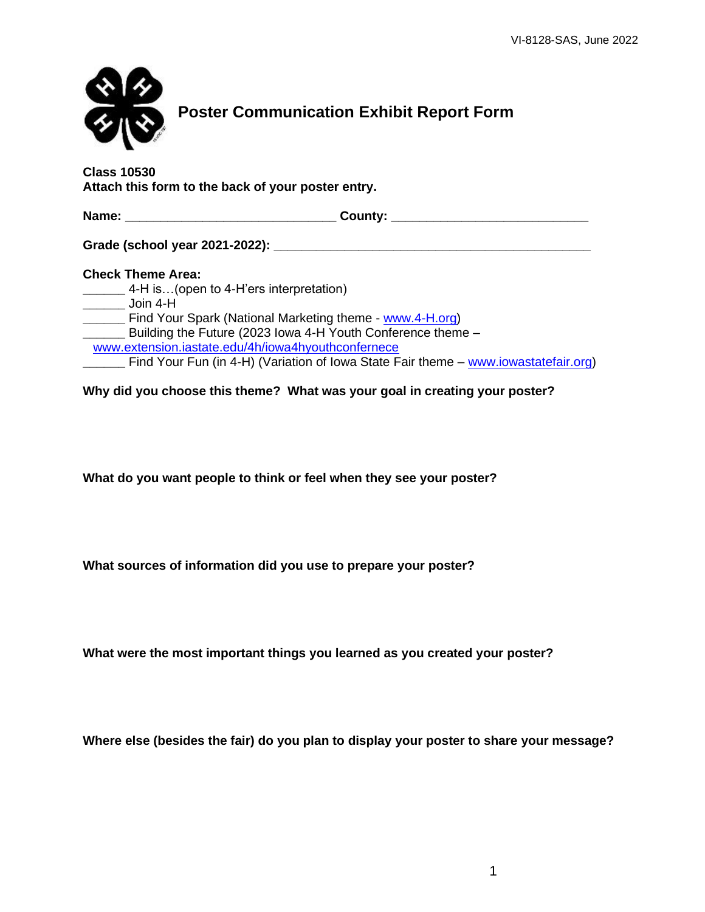# Poster Communication Exhibit Report Form

**Class 10530**
**Attach this form to the back of your poster entry.**

**Name:** ______________________________ **County:** ____________________________

**Grade (school year 2021-2022):** _____________________________________________

**Check Theme Area:**

______ 4-H is…(open to 4-H'ers interpretation)
______ Join 4-H
______ Find Your Spark (National Marketing theme - www.4-H.org)
______ Building the Future (2023 Iowa 4-H Youth Conference theme – www.extension.iastate.edu/4h/iowa4hyouthconfernece
______ Find Your Fun (in 4-H) (Variation of Iowa State Fair theme – www.iowastatefair.org)

**Why did you choose this theme? What was your goal in creating your poster?**

**What do you want people to think or feel when they see your poster?**

**What sources of information did you use to prepare your poster?**

**What were the most important things you learned as you created your poster?**

**Where else (besides the fair) do you plan to display your poster to share your message?**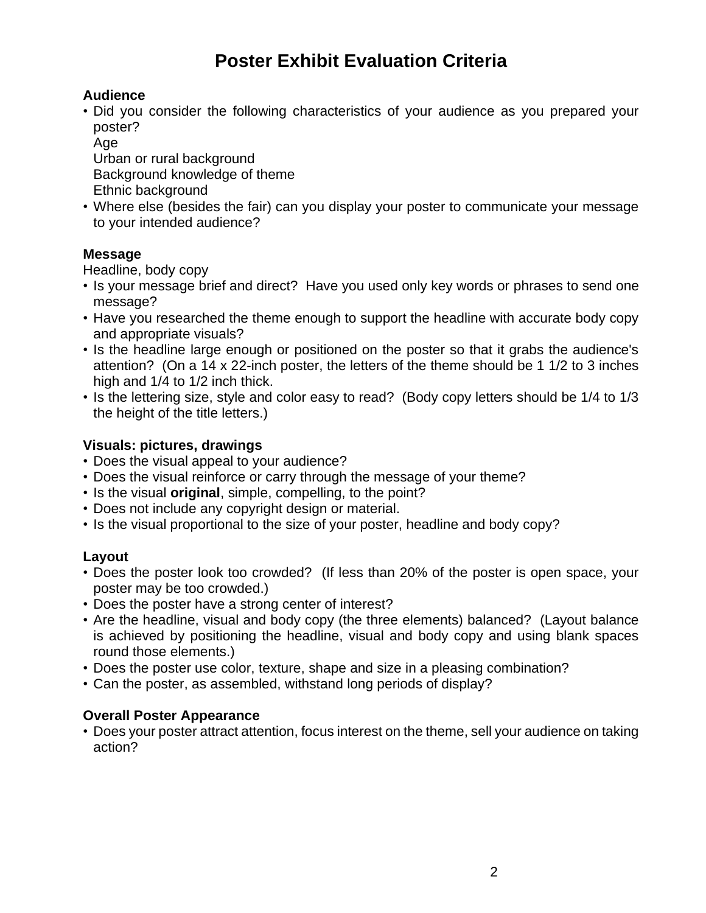# Poster Exhibit Evaluation Criteria

**Audience**

- Did you consider the following characteristics of your audience as you prepared your poster?
  Age
  Urban or rural background
  Background knowledge of theme
  Ethnic background
- Where else (besides the fair) can you display your poster to communicate your message to your intended audience?

**Message**

Headline, body copy

- Is your message brief and direct? Have you used only key words or phrases to send one message?
- Have you researched the theme enough to support the headline with accurate body copy and appropriate visuals?
- Is the headline large enough or positioned on the poster so that it grabs the audience's attention? (On a 14 x 22-inch poster, the letters of the theme should be 1 1/2 to 3 inches high and 1/4 to 1/2 inch thick.
- Is the lettering size, style and color easy to read? (Body copy letters should be 1/4 to 1/3 the height of the title letters.)

**Visuals: pictures, drawings**

- Does the visual appeal to your audience?
- Does the visual reinforce or carry through the message of your theme?
- Is the visual **original**, simple, compelling, to the point?
- Does not include any copyright design or material.
- Is the visual proportional to the size of your poster, headline and body copy?

**Layout**

- Does the poster look too crowded? (If less than 20% of the poster is open space, your poster may be too crowded.)
- Does the poster have a strong center of interest?
- Are the headline, visual and body copy (the three elements) balanced? (Layout balance is achieved by positioning the headline, visual and body copy and using blank spaces round those elements.)
- Does the poster use color, texture, shape and size in a pleasing combination?
- Can the poster, as assembled, withstand long periods of display?

**Overall Poster Appearance**

- Does your poster attract attention, focus interest on the theme, sell your audience on taking action?